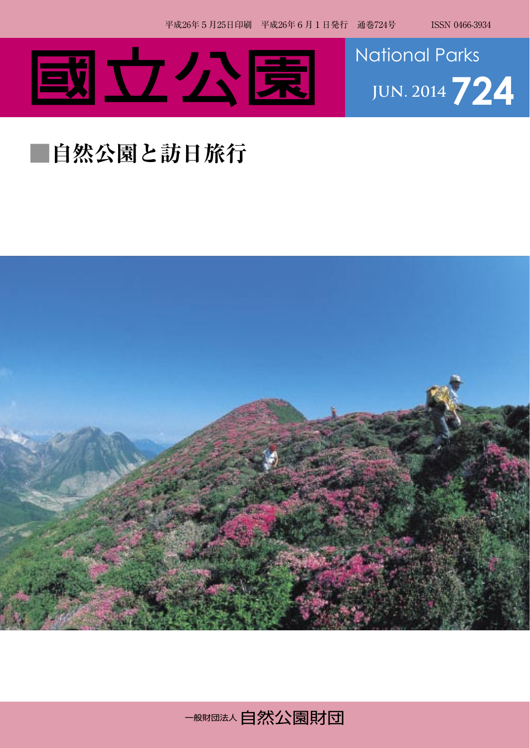平成26年５月25日印刷　平成26年６月１日発行　通巻724号　　ISSN 0466-3934

# 國立公園

National Parks

JUN. 2014 724

## ■自然公園と訪日旅行

一般財団法人 自然公園財団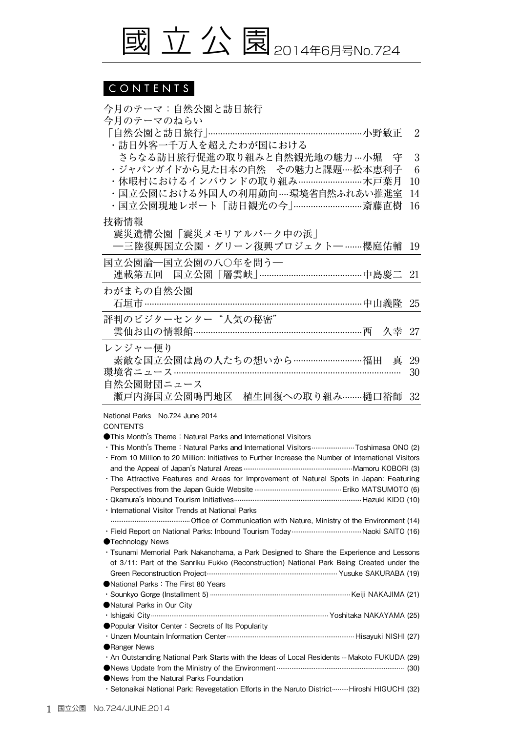# 國立公園 2014年6月号No.724

## CONTENTS

今月のテーマ：自然公園と訪日旅行

今月のテーマのねらい

「自然公園と訪日旅行」……小野敏正 2

- 訪日外客一千万人を超えたわが国における さらなる訪日旅行促進の取り組みと自然観光地の魅力…小堀　守 3
- ジャパンガイドから見た日本の自然　その魅力と課題…松本恵利子 6
- 休暇村におけるインバウンドの取り組み……木戸葉月 10
- 国立公園における外国人の利用動向…環境省自然ふれあい推進室 14
- 国立公園現地レポート「訪日観光の今」……斎藤直樹 16

技術情報

震災遺構公園「震災メモリアルパーク中の浜」
―三陸復興国立公園・グリーン復興プロジェクト―……櫻庭佑輔 19

国立公園論―国立公園の八〇年を問う―

連載第五回　国立公園「層雲峡」……中島慶二 21

わがまちの自然公園

石垣市……中山義隆 25

評判のビジターセンター“人気の秘密”

雲仙お山の情報館……西　久幸 27

レンジャー便り

素敵な国立公園は島の人たちの想いから……福田　真 29

環境省ニュース…… 30

自然公園財団ニュース

瀬戸内海国立公園鳴門地区　植生回復への取り組み……樋口裕師 32

National Parks No.724 June 2014

CONTENTS

- ●This Month's Theme：Natural Parks and International Visitors
  - This Month's Theme：Natural Parks and International Visitors……Toshimasa ONO (2)
  - From 10 Million to 20 Million: Initiatives to Further Increase the Number of International Visitors and the Appeal of Japan's Natural Areas……Mamoru KOBORI (3)
  - The Attractive Features and Areas for Improvement of Natural Spots in Japan: Featuring Perspectives from the Japan Guide Website……Eriko MATSUMOTO (6)
  - Qkamura's Inbound Tourism Initiatives……Hazuki KIDO (10)
  - International Visitor Trends at National Parks ……Office of Communication with Nature, Ministry of the Environment (14)
  - Field Report on National Parks: Inbound Tourism Today……Naoki SAITO (16)
- ●Technology News
  - Tsunami Memorial Park Nakanohama, a Park Designed to Share the Experience and Lessons of 3/11: Part of the Sanriku Fukko (Reconstruction) National Park Being Created under the Green Reconstruction Project……Yusuke SAKURABA (19)
- ●National Parks：The First 80 Years
  - Sounkyo Gorge (Installment 5)……Keiji NAKAJIMA (21)
- ●Natural Parks in Our City
  - Ishigaki City……Yoshitaka NAKAYAMA (25)
- ●Popular Visitor Center：Secrets of Its Popularity
  - Unzen Mountain Information Center……Hisayuki NISHI (27)
- ●Ranger News
  - An Outstanding National Park Starts with the Ideas of Local Residents…Makoto FUKUDA (29)
- ●News Update from the Ministry of the Environment……(30)
- ●News from the Natural Parks Foundation
  - Setonaikai National Park: Revegetation Efforts in the Naruto District……Hiroshi HIGUCHI (32)